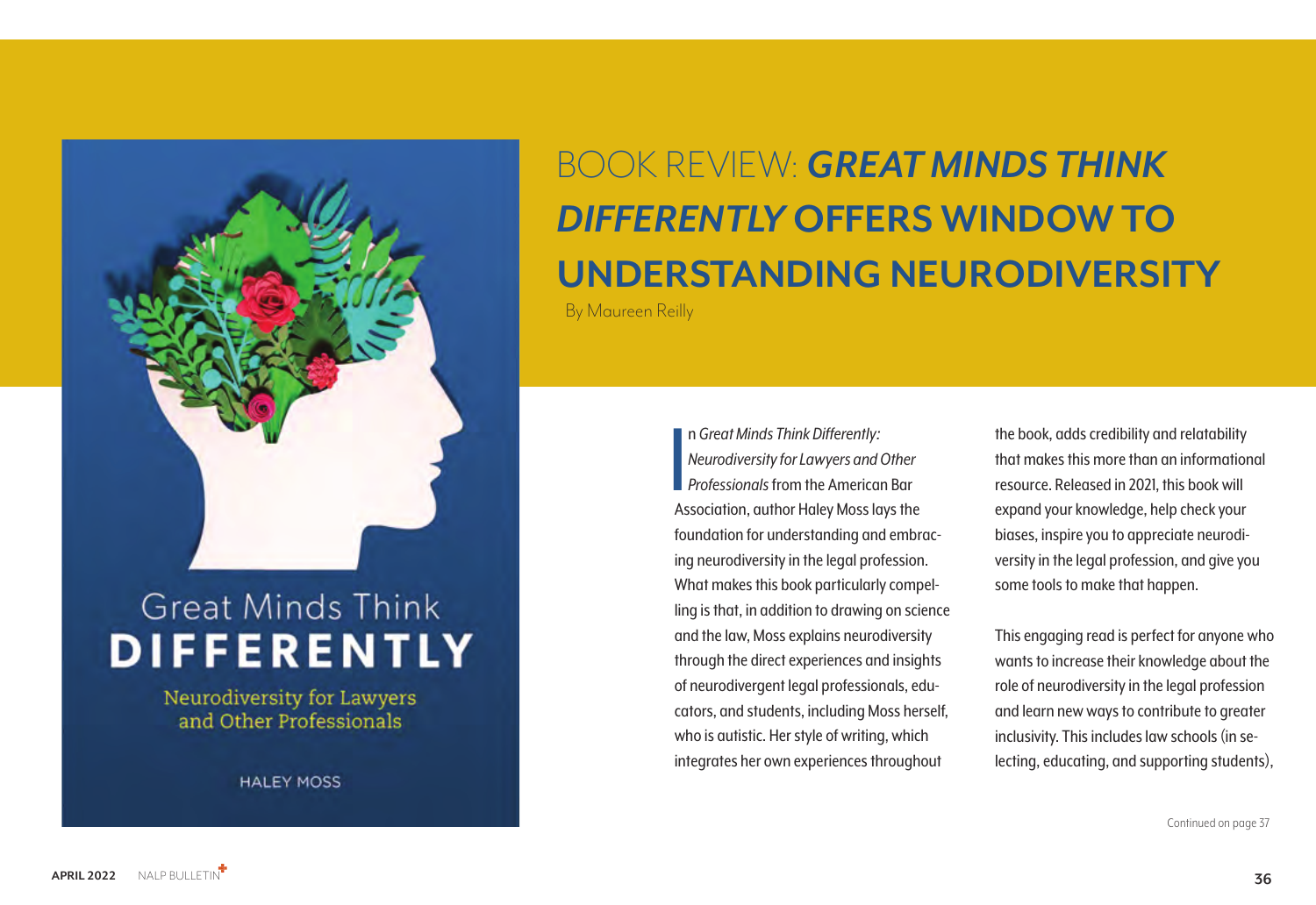# BOOK REVIEW: *GREAT MINDS THINK DIFFERENTLY* OFFERS WINDOW TO UNDERSTANDING NEURODIVERSITY

By Maureen Reilly

In *Great Minds Think Differently: Neurodiversity for Lawyers and Other Professionals* from the American Bar Association, author Haley Moss lays the foundation for understanding and embracing neurodiversity in the legal profession. What makes this book particularly compelling is that, in addition to drawing on science and the law, Moss explains neurodiversity through the direct experiences and insights of neurodivergent legal professionals, educators, and students, including Moss herself, who is autistic. Her style of writing, which integrates her own experiences throughout the book, adds credibility and relatability that makes this more than an informational resource. Released in 2021, this book will expand your knowledge, help check your biases, inspire you to appreciate neurodiversity in the legal profession, and give you some tools to make that happen.

This engaging read is perfect for anyone who wants to increase their knowledge about the role of neurodiversity in the legal profession and learn new ways to contribute to greater inclusivity. This includes law schools (in selecting, educating, and supporting students),

Continued on page 37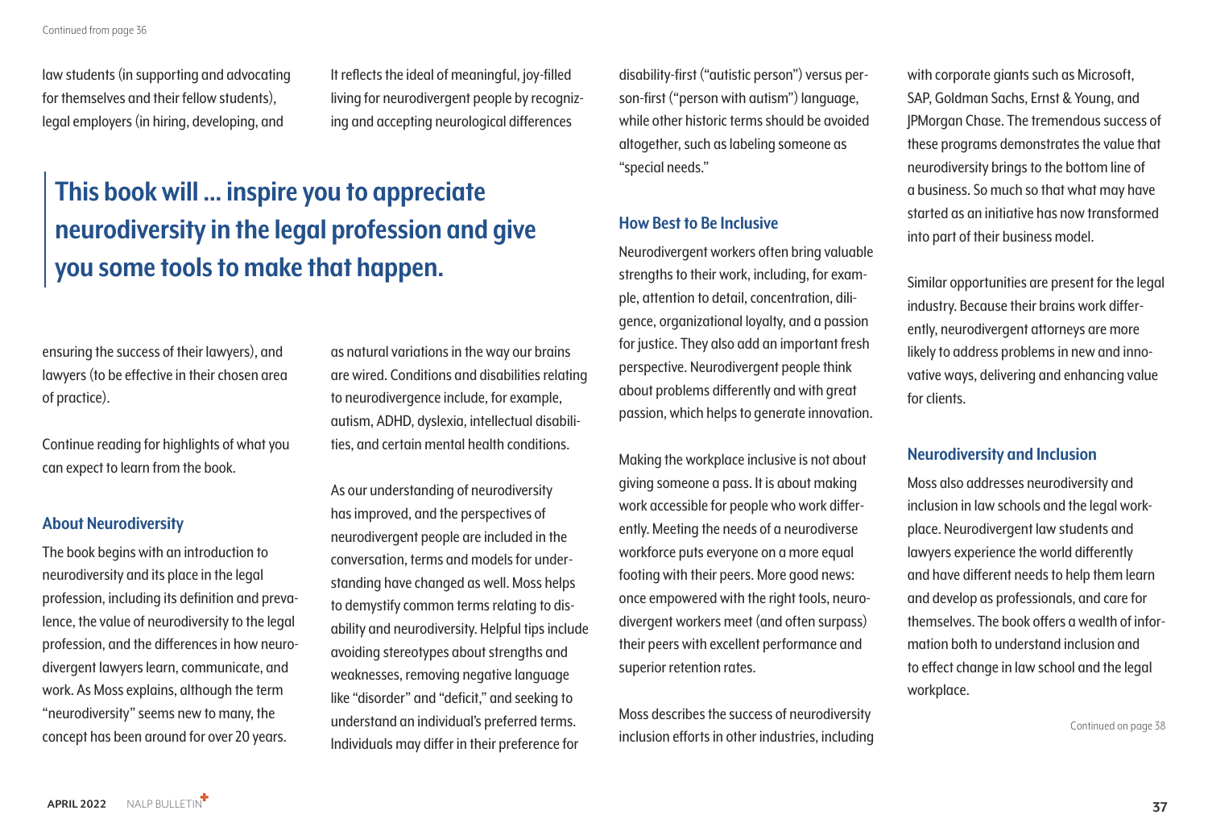Continued from page 36

law students (in supporting and advocating for themselves and their fellow students), legal employers (in hiring, developing, and ensuring the success of their lawyers), and lawyers (to be effective in their chosen area of practice).

> **This book will ... inspire you to appreciate neurodiversity in the legal profession and give you some tools to make that happen.**

Continue reading for highlights of what you can expect to learn from the book.

### About Neurodiversity

The book begins with an introduction to neurodiversity and its place in the legal profession, including its definition and prevalence, the value of neurodiversity to the legal profession, and the differences in how neurodivergent lawyers learn, communicate, and work. As Moss explains, although the term "neurodiversity" seems new to many, the concept has been around for over 20 years. It reflects the ideal of meaningful, joy-filled living for neurodivergent people by recognizing and accepting neurological differences as natural variations in the way our brains are wired. Conditions and disabilities relating to neurodivergence include, for example, autism, ADHD, dyslexia, intellectual disabilities, and certain mental health conditions.

As our understanding of neurodiversity has improved, and the perspectives of neurodivergent people are included in the conversation, terms and models for understanding have changed as well. Moss helps to demystify common terms relating to disability and neurodiversity. Helpful tips include avoiding stereotypes about strengths and weaknesses, removing negative language like "disorder" and "deficit," and seeking to understand an individual's preferred terms. Individuals may differ in their preference for disability-first ("autistic person") versus person-first ("person with autism") language, while other historic terms should be avoided altogether, such as labeling someone as "special needs."

### How Best to Be Inclusive

Neurodivergent workers often bring valuable strengths to their work, including, for example, attention to detail, concentration, diligence, organizational loyalty, and a passion for justice. They also add an important fresh perspective. Neurodivergent people think about problems differently and with great passion, which helps to generate innovation.

Making the workplace inclusive is not about giving someone a pass. It is about making work accessible for people who work differently. Meeting the needs of a neurodiverse workforce puts everyone on a more equal footing with their peers. More good news: once empowered with the right tools, neurodivergent workers meet (and often surpass) their peers with excellent performance and superior retention rates.

Moss describes the success of neurodiversity inclusion efforts in other industries, including with corporate giants such as Microsoft, SAP, Goldman Sachs, Ernst & Young, and JPMorgan Chase. The tremendous success of these programs demonstrates the value that neurodiversity brings to the bottom line of a business. So much so that what may have started as an initiative has now transformed into part of their business model.

Similar opportunities are present for the legal industry. Because their brains work differently, neurodivergent attorneys are more likely to address problems in new and innovative ways, delivering and enhancing value for clients.

### Neurodiversity and Inclusion

Moss also addresses neurodiversity and inclusion in law schools and the legal workplace. Neurodivergent law students and lawyers experience the world differently and have different needs to help them learn and develop as professionals, and care for themselves. The book offers a wealth of information both to understand inclusion and to effect change in law school and the legal workplace.

Continued on page 38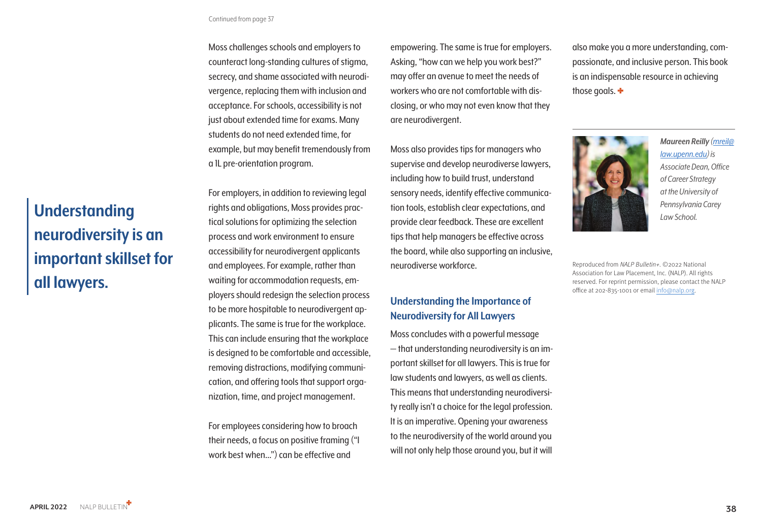Continued from page 37

Moss challenges schools and employers to counteract long-standing cultures of stigma, secrecy, and shame associated with neurodivergence, replacing them with inclusion and acceptance. For schools, accessibility is not just about extended time for exams. Many students do not need extended time, for example, but may benefit tremendously from a 1L pre-orientation program.

**Understanding neurodiversity is an important skillset for all lawyers.**

For employers, in addition to reviewing legal rights and obligations, Moss provides practical solutions for optimizing the selection process and work environment to ensure accessibility for neurodivergent applicants and employees. For example, rather than waiting for accommodation requests, employers should redesign the selection process to be more hospitable to neurodivergent applicants. The same is true for the workplace. This can include ensuring that the workplace is designed to be comfortable and accessible, removing distractions, modifying communication, and offering tools that support organization, time, and project management.

For employees considering how to broach their needs, a focus on positive framing ("I work best when…") can be effective and empowering. The same is true for employers. Asking, "how can we help you work best?" may offer an avenue to meet the needs of workers who are not comfortable with disclosing, or who may not even know that they are neurodivergent.

Moss also provides tips for managers who supervise and develop neurodiverse lawyers, including how to build trust, understand sensory needs, identify effective communication tools, establish clear expectations, and provide clear feedback. These are excellent tips that help managers be effective across the board, while also supporting an inclusive, neurodiverse workforce.

## Understanding the Importance of Neurodiversity for All Lawyers

Moss concludes with a powerful message — that understanding neurodiversity is an important skillset for all lawyers. This is true for law students and lawyers, as well as clients. This means that understanding neurodiversity really isn't a choice for the legal profession. It is an imperative. Opening your awareness to the neurodiversity of the world around you will not only help those around you, but it will also make you a more understanding, compassionate, and inclusive person. This book is an indispensable resource in achieving those goals. ✚

***Maureen Reilly** (mreil@law.upenn.edu) is Associate Dean, Office of Career Strategy at the University of Pennsylvania Carey Law School.*

Reproduced from *NALP Bulletin+*. ©2022 National Association for Law Placement, Inc. (NALP). All rights reserved. For reprint permission, please contact the NALP office at 202-835-1001 or email info@nalp.org.